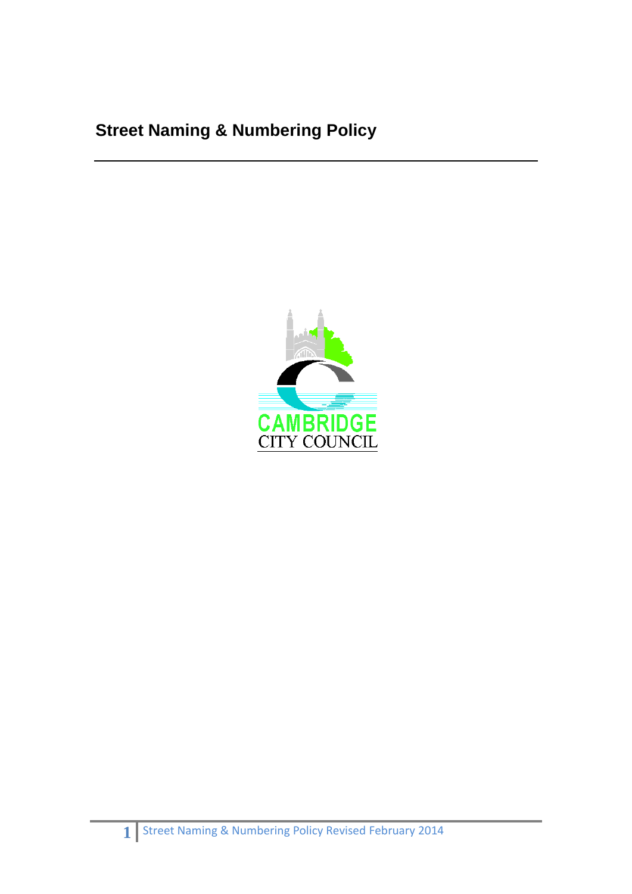# Street Naming & Numbering Policy

CAMBRIDGE
CITY COUNCIL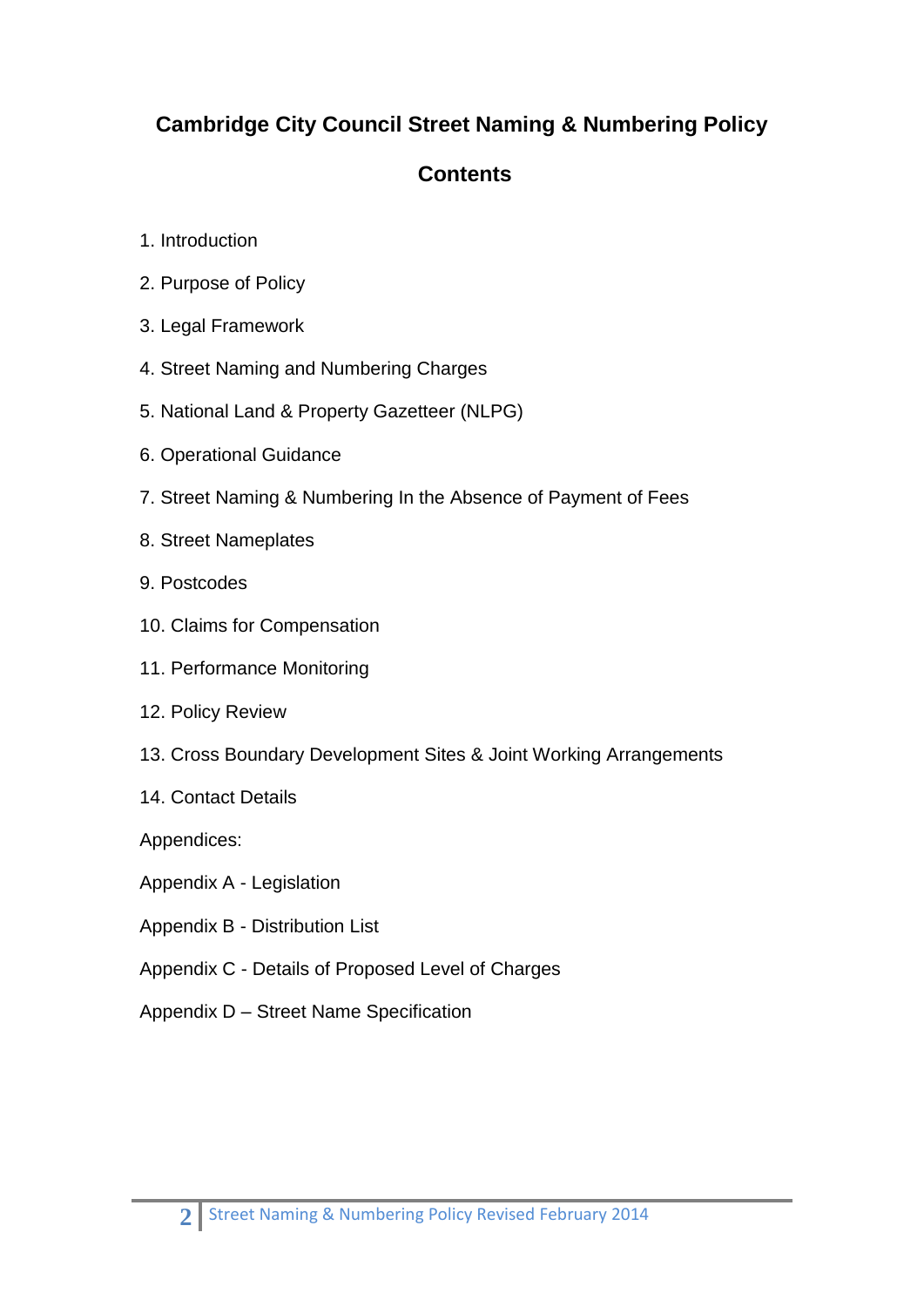# Cambridge City Council Street Naming & Numbering Policy

## Contents

1. Introduction
2. Purpose of Policy
3. Legal Framework
4. Street Naming and Numbering Charges
5. National Land & Property Gazetteer (NLPG)
6. Operational Guidance
7. Street Naming & Numbering In the Absence of Payment of Fees
8. Street Nameplates
9. Postcodes
10. Claims for Compensation
11. Performance Monitoring
12. Policy Review
13. Cross Boundary Development Sites & Joint Working Arrangements
14. Contact Details

Appendices:

Appendix A - Legislation

Appendix B - Distribution List

Appendix C - Details of Proposed Level of Charges

Appendix D – Street Name Specification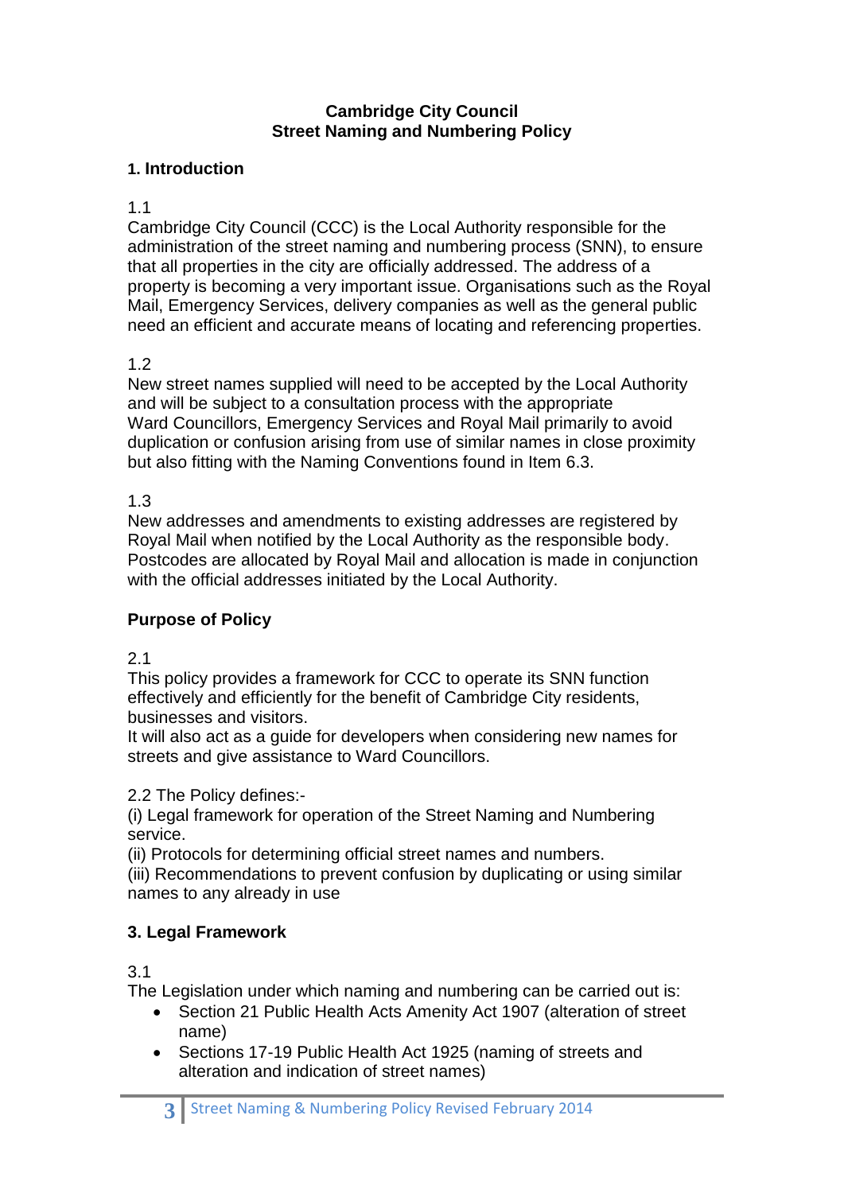**Cambridge City Council**
**Street Naming and Numbering Policy**

## 1. Introduction

1.1

Cambridge City Council (CCC) is the Local Authority responsible for the administration of the street naming and numbering process (SNN), to ensure that all properties in the city are officially addressed. The address of a property is becoming a very important issue. Organisations such as the Royal Mail, Emergency Services, delivery companies as well as the general public need an efficient and accurate means of locating and referencing properties.

1.2

New street names supplied will need to be accepted by the Local Authority and will be subject to a consultation process with the appropriate Ward Councillors, Emergency Services and Royal Mail primarily to avoid duplication or confusion arising from use of similar names in close proximity but also fitting with the Naming Conventions found in Item 6.3.

1.3

New addresses and amendments to existing addresses are registered by Royal Mail when notified by the Local Authority as the responsible body. Postcodes are allocated by Royal Mail and allocation is made in conjunction with the official addresses initiated by the Local Authority.

## Purpose of Policy

2.1

This policy provides a framework for CCC to operate its SNN function effectively and efficiently for the benefit of Cambridge City residents, businesses and visitors.
It will also act as a guide for developers when considering new names for streets and give assistance to Ward Councillors.

2.2 The Policy defines:-

(i) Legal framework for operation of the Street Naming and Numbering service.
(ii) Protocols for determining official street names and numbers.
(iii) Recommendations to prevent confusion by duplicating or using similar names to any already in use

## 3. Legal Framework

3.1

The Legislation under which naming and numbering can be carried out is:

- Section 21 Public Health Acts Amenity Act 1907 (alteration of street name)
- Sections 17-19 Public Health Act 1925 (naming of streets and alteration and indication of street names)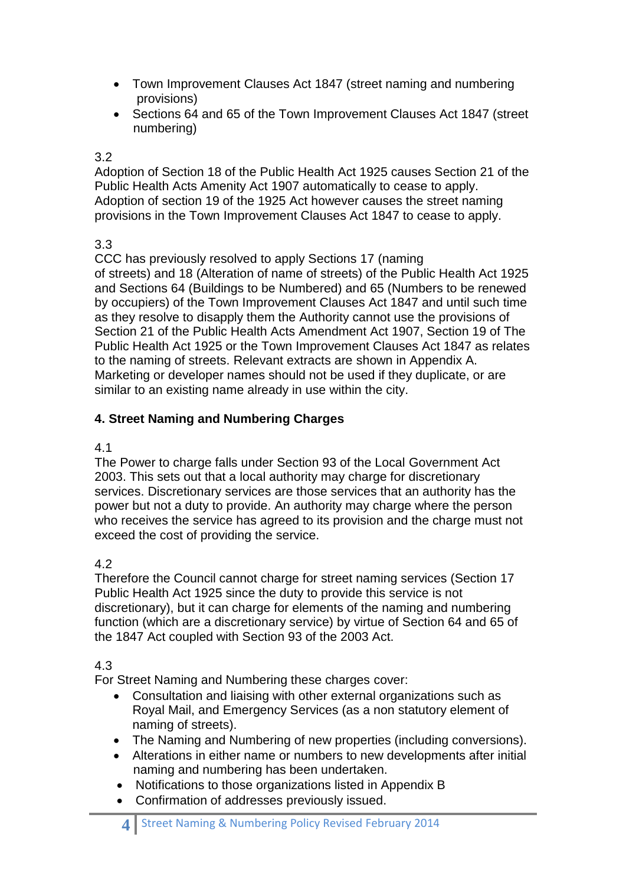- Town Improvement Clauses Act 1847 (street naming and numbering provisions)
- Sections 64 and 65 of the Town Improvement Clauses Act 1847 (street numbering)

3.2
Adoption of Section 18 of the Public Health Act 1925 causes Section 21 of the Public Health Acts Amenity Act 1907 automatically to cease to apply. Adoption of section 19 of the 1925 Act however causes the street naming provisions in the Town Improvement Clauses Act 1847 to cease to apply.

3.3
CCC has previously resolved to apply Sections 17 (naming of streets) and 18 (Alteration of name of streets) of the Public Health Act 1925 and Sections 64 (Buildings to be Numbered) and 65 (Numbers to be renewed by occupiers) of the Town Improvement Clauses Act 1847 and until such time as they resolve to disapply them the Authority cannot use the provisions of Section 21 of the Public Health Acts Amendment Act 1907, Section 19 of The Public Health Act 1925 or the Town Improvement Clauses Act 1847 as relates to the naming of streets. Relevant extracts are shown in Appendix A. Marketing or developer names should not be used if they duplicate, or are similar to an existing name already in use within the city.

**4. Street Naming and Numbering Charges**

4.1
The Power to charge falls under Section 93 of the Local Government Act 2003. This sets out that a local authority may charge for discretionary services. Discretionary services are those services that an authority has the power but not a duty to provide. An authority may charge where the person who receives the service has agreed to its provision and the charge must not exceed the cost of providing the service.

4.2
Therefore the Council cannot charge for street naming services (Section 17 Public Health Act 1925 since the duty to provide this service is not discretionary), but it can charge for elements of the naming and numbering function (which are a discretionary service) by virtue of Section 64 and 65 of the 1847 Act coupled with Section 93 of the 2003 Act.

4.3
For Street Naming and Numbering these charges cover:

- Consultation and liaising with other external organizations such as Royal Mail, and Emergency Services (as a non statutory element of naming of streets).
- The Naming and Numbering of new properties (including conversions).
- Alterations in either name or numbers to new developments after initial naming and numbering has been undertaken.
- Notifications to those organizations listed in Appendix B
- Confirmation of addresses previously issued.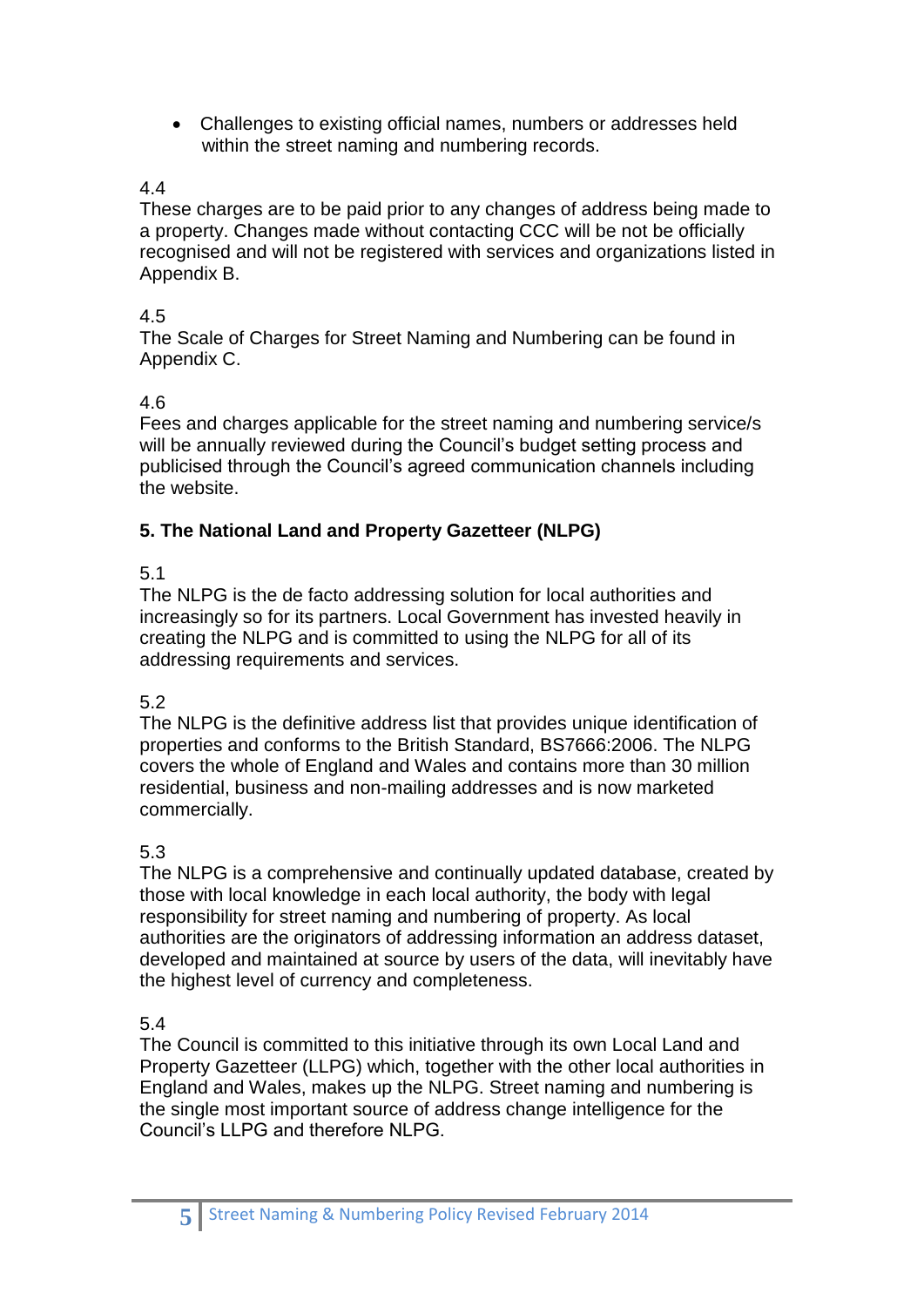- Challenges to existing official names, numbers or addresses held within the street naming and numbering records.

4.4
These charges are to be paid prior to any changes of address being made to a property. Changes made without contacting CCC will be not be officially recognised and will not be registered with services and organizations listed in Appendix B.

4.5
The Scale of Charges for Street Naming and Numbering can be found in Appendix C.

4.6
Fees and charges applicable for the street naming and numbering service/s will be annually reviewed during the Council's budget setting process and publicised through the Council's agreed communication channels including the website.

## 5. The National Land and Property Gazetteer (NLPG)

5.1
The NLPG is the de facto addressing solution for local authorities and increasingly so for its partners. Local Government has invested heavily in creating the NLPG and is committed to using the NLPG for all of its addressing requirements and services.

5.2
The NLPG is the definitive address list that provides unique identification of properties and conforms to the British Standard, BS7666:2006. The NLPG covers the whole of England and Wales and contains more than 30 million residential, business and non-mailing addresses and is now marketed commercially.

5.3
The NLPG is a comprehensive and continually updated database, created by those with local knowledge in each local authority, the body with legal responsibility for street naming and numbering of property. As local authorities are the originators of addressing information an address dataset, developed and maintained at source by users of the data, will inevitably have the highest level of currency and completeness.

5.4
The Council is committed to this initiative through its own Local Land and Property Gazetteer (LLPG) which, together with the other local authorities in England and Wales, makes up the NLPG. Street naming and numbering is the single most important source of address change intelligence for the Council's LLPG and therefore NLPG.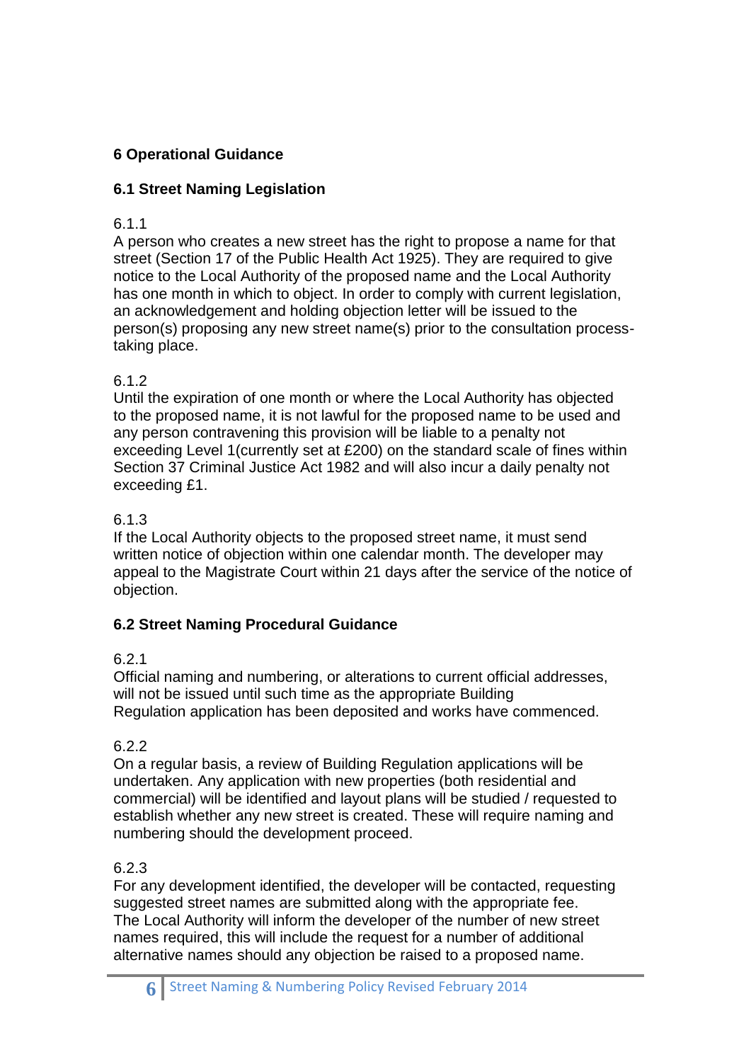## 6 Operational Guidance

### 6.1 Street Naming Legislation

6.1.1

A person who creates a new street has the right to propose a name for that street (Section 17 of the Public Health Act 1925). They are required to give notice to the Local Authority of the proposed name and the Local Authority has one month in which to object. In order to comply with current legislation, an acknowledgement and holding objection letter will be issued to the person(s) proposing any new street name(s) prior to the consultation process-taking place.

6.1.2

Until the expiration of one month or where the Local Authority has objected to the proposed name, it is not lawful for the proposed name to be used and any person contravening this provision will be liable to a penalty not exceeding Level 1(currently set at £200) on the standard scale of fines within Section 37 Criminal Justice Act 1982 and will also incur a daily penalty not exceeding £1.

6.1.3

If the Local Authority objects to the proposed street name, it must send written notice of objection within one calendar month. The developer may appeal to the Magistrate Court within 21 days after the service of the notice of objection.

### 6.2 Street Naming Procedural Guidance

6.2.1

Official naming and numbering, or alterations to current official addresses, will not be issued until such time as the appropriate Building Regulation application has been deposited and works have commenced.

6.2.2

On a regular basis, a review of Building Regulation applications will be undertaken. Any application with new properties (both residential and commercial) will be identified and layout plans will be studied / requested to establish whether any new street is created. These will require naming and numbering should the development proceed.

6.2.3

For any development identified, the developer will be contacted, requesting suggested street names are submitted along with the appropriate fee. The Local Authority will inform the developer of the number of new street names required, this will include the request for a number of additional alternative names should any objection be raised to a proposed name.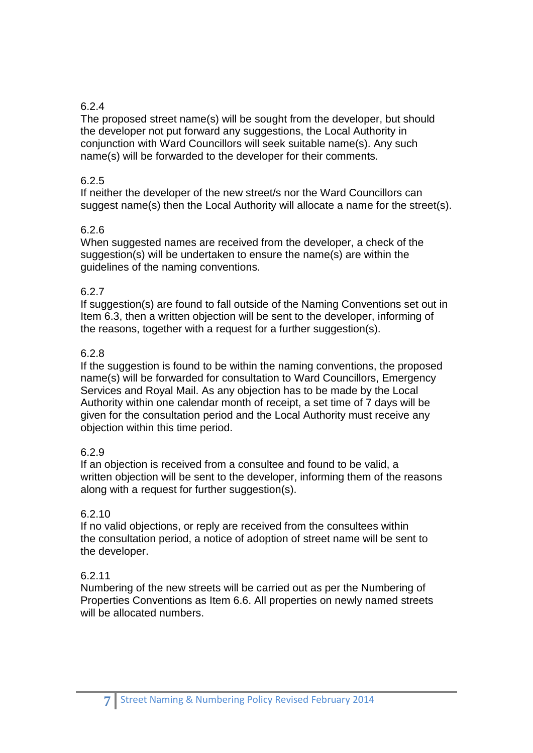6.2.4

The proposed street name(s) will be sought from the developer, but should the developer not put forward any suggestions, the Local Authority in conjunction with Ward Councillors will seek suitable name(s). Any such name(s) will be forwarded to the developer for their comments.

6.2.5

If neither the developer of the new street/s nor the Ward Councillors can suggest name(s) then the Local Authority will allocate a name for the street(s).

6.2.6

When suggested names are received from the developer, a check of the suggestion(s) will be undertaken to ensure the name(s) are within the guidelines of the naming conventions.

6.2.7

If suggestion(s) are found to fall outside of the Naming Conventions set out in Item 6.3, then a written objection will be sent to the developer, informing of the reasons, together with a request for a further suggestion(s).

6.2.8

If the suggestion is found to be within the naming conventions, the proposed name(s) will be forwarded for consultation to Ward Councillors, Emergency Services and Royal Mail. As any objection has to be made by the Local Authority within one calendar month of receipt, a set time of 7 days will be given for the consultation period and the Local Authority must receive any objection within this time period.

6.2.9

If an objection is received from a consultee and found to be valid, a written objection will be sent to the developer, informing them of the reasons along with a request for further suggestion(s).

6.2.10

If no valid objections, or reply are received from the consultees within the consultation period, a notice of adoption of street name will be sent to the developer.

6.2.11

Numbering of the new streets will be carried out as per the Numbering of Properties Conventions as Item 6.6. All properties on newly named streets will be allocated numbers.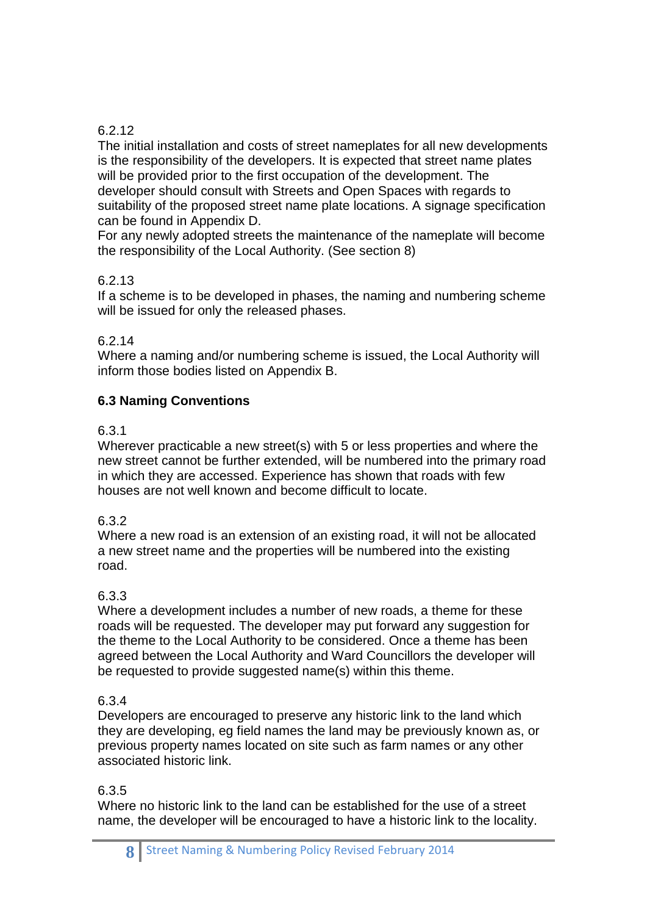6.2.12

The initial installation and costs of street nameplates for all new developments is the responsibility of the developers. It is expected that street name plates will be provided prior to the first occupation of the development. The developer should consult with Streets and Open Spaces with regards to suitability of the proposed street name plate locations. A signage specification can be found in Appendix D.

For any newly adopted streets the maintenance of the nameplate will become the responsibility of the Local Authority. (See section 8)

6.2.13

If a scheme is to be developed in phases, the naming and numbering scheme will be issued for only the released phases.

6.2.14

Where a naming and/or numbering scheme is issued, the Local Authority will inform those bodies listed on Appendix B.

## 6.3 Naming Conventions

6.3.1

Wherever practicable a new street(s) with 5 or less properties and where the new street cannot be further extended, will be numbered into the primary road in which they are accessed. Experience has shown that roads with few houses are not well known and become difficult to locate.

6.3.2

Where a new road is an extension of an existing road, it will not be allocated a new street name and the properties will be numbered into the existing road.

6.3.3

Where a development includes a number of new roads, a theme for these roads will be requested. The developer may put forward any suggestion for the theme to the Local Authority to be considered. Once a theme has been agreed between the Local Authority and Ward Councillors the developer will be requested to provide suggested name(s) within this theme.

6.3.4

Developers are encouraged to preserve any historic link to the land which they are developing, eg field names the land may be previously known as, or previous property names located on site such as farm names or any other associated historic link.

6.3.5

Where no historic link to the land can be established for the use of a street name, the developer will be encouraged to have a historic link to the locality.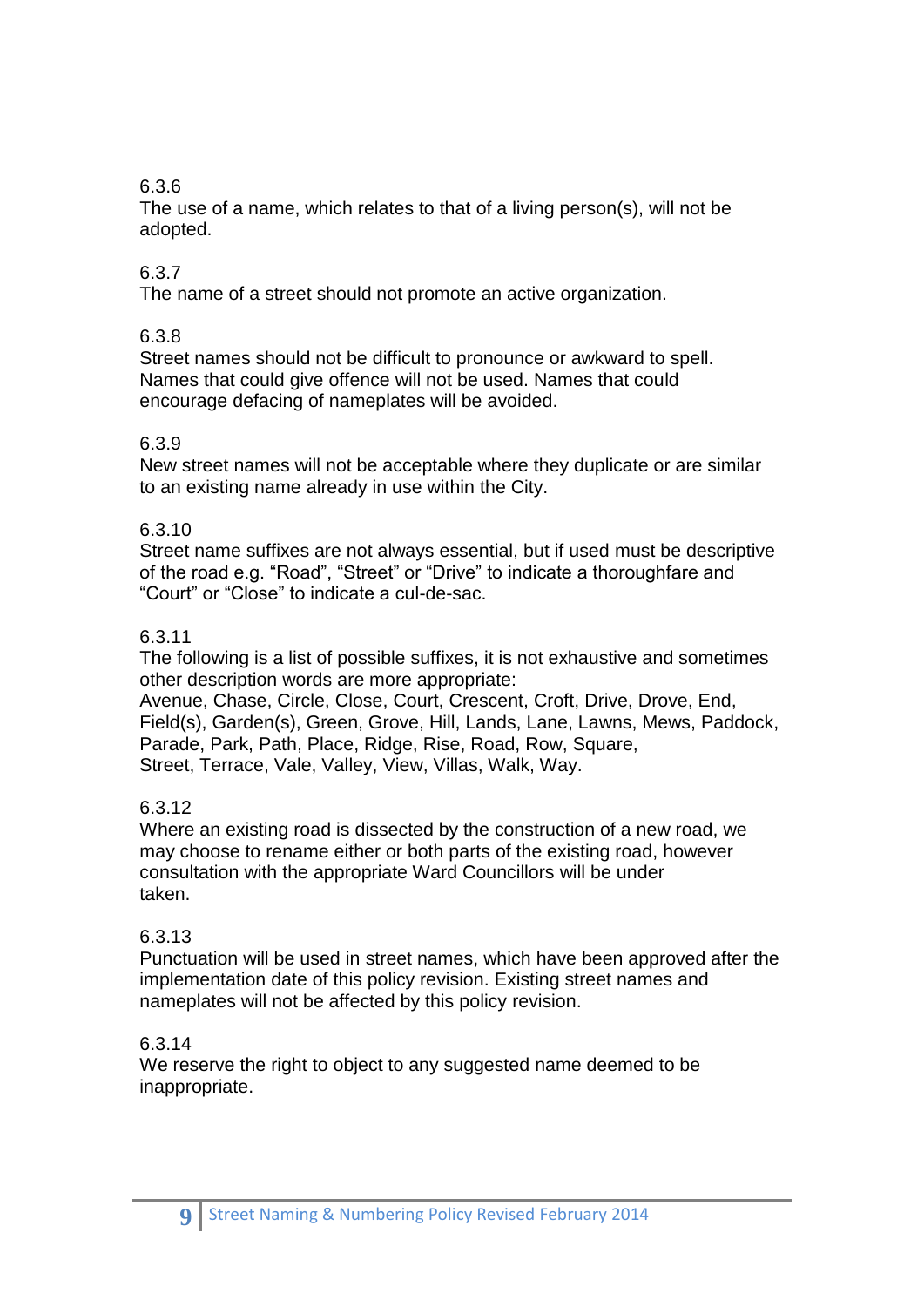6.3.6
The use of a name, which relates to that of a living person(s), will not be adopted.

6.3.7
The name of a street should not promote an active organization.

6.3.8
Street names should not be difficult to pronounce or awkward to spell. Names that could give offence will not be used. Names that could encourage defacing of nameplates will be avoided.

6.3.9
New street names will not be acceptable where they duplicate or are similar to an existing name already in use within the City.

6.3.10
Street name suffixes are not always essential, but if used must be descriptive of the road e.g. "Road", "Street" or "Drive" to indicate a thoroughfare and "Court" or "Close" to indicate a cul-de-sac.

6.3.11
The following is a list of possible suffixes, it is not exhaustive and sometimes other description words are more appropriate:
Avenue, Chase, Circle, Close, Court, Crescent, Croft, Drive, Drove, End, Field(s), Garden(s), Green, Grove, Hill, Lands, Lane, Lawns, Mews, Paddock, Parade, Park, Path, Place, Ridge, Rise, Road, Row, Square, Street, Terrace, Vale, Valley, View, Villas, Walk, Way.

6.3.12
Where an existing road is dissected by the construction of a new road, we may choose to rename either or both parts of the existing road, however consultation with the appropriate Ward Councillors will be under taken.

6.3.13
Punctuation will be used in street names, which have been approved after the implementation date of this policy revision. Existing street names and nameplates will not be affected by this policy revision.

6.3.14
We reserve the right to object to any suggested name deemed to be inappropriate.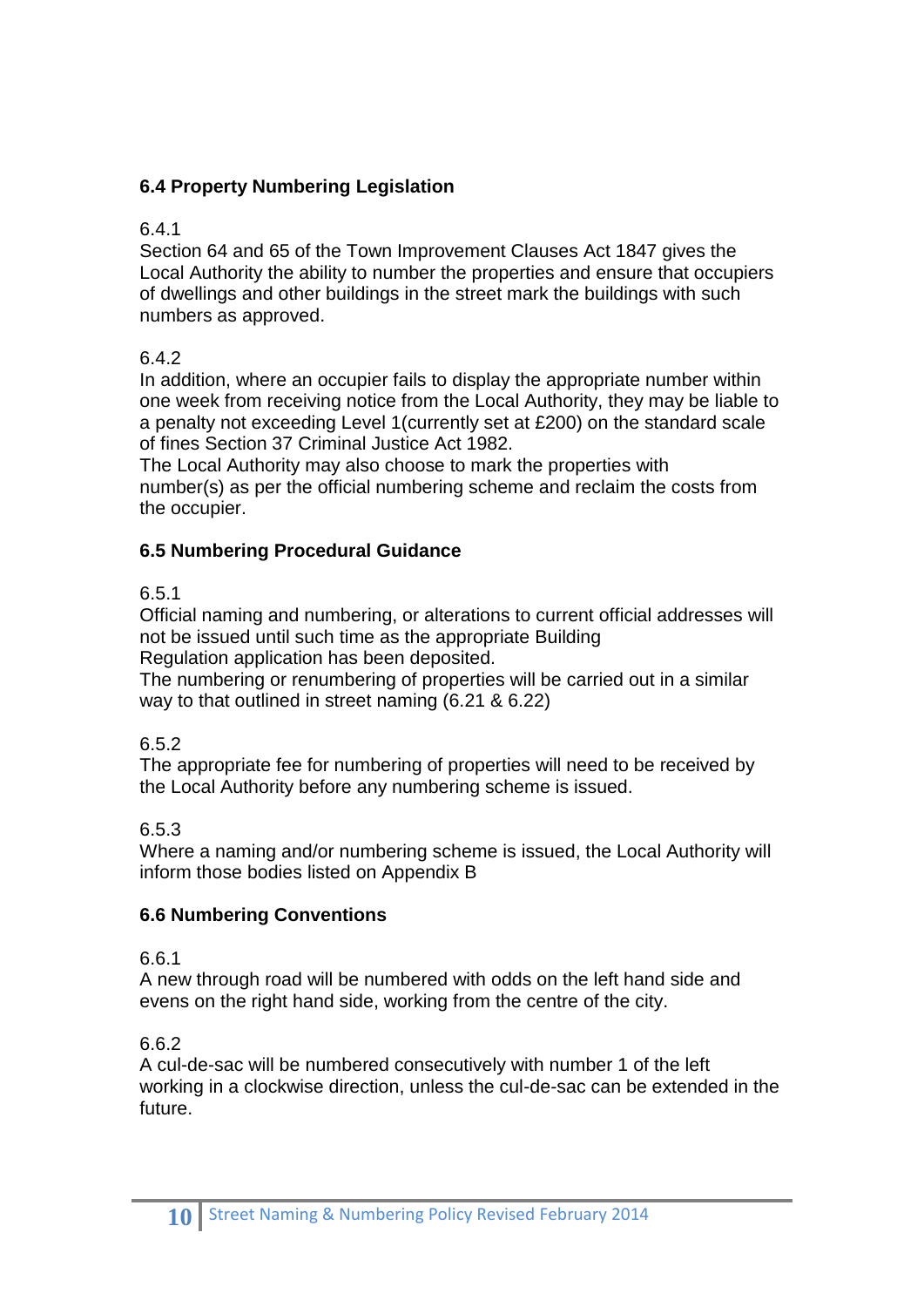### 6.4 Property Numbering Legislation

6.4.1
Section 64 and 65 of the Town Improvement Clauses Act 1847 gives the Local Authority the ability to number the properties and ensure that occupiers of dwellings and other buildings in the street mark the buildings with such numbers as approved.

6.4.2
In addition, where an occupier fails to display the appropriate number within one week from receiving notice from the Local Authority, they may be liable to a penalty not exceeding Level 1(currently set at £200) on the standard scale of fines Section 37 Criminal Justice Act 1982.
The Local Authority may also choose to mark the properties with number(s) as per the official numbering scheme and reclaim the costs from the occupier.

### 6.5 Numbering Procedural Guidance

6.5.1
Official naming and numbering, or alterations to current official addresses will not be issued until such time as the appropriate Building Regulation application has been deposited.
The numbering or renumbering of properties will be carried out in a similar way to that outlined in street naming (6.21 & 6.22)

6.5.2
The appropriate fee for numbering of properties will need to be received by the Local Authority before any numbering scheme is issued.

6.5.3
Where a naming and/or numbering scheme is issued, the Local Authority will inform those bodies listed on Appendix B

### 6.6 Numbering Conventions

6.6.1
A new through road will be numbered with odds on the left hand side and evens on the right hand side, working from the centre of the city.

6.6.2
A cul-de-sac will be numbered consecutively with number 1 of the left working in a clockwise direction, unless the cul-de-sac can be extended in the future.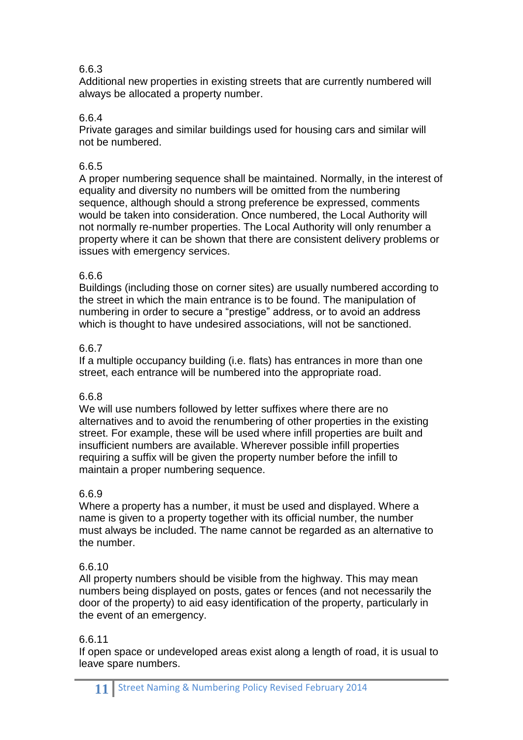6.6.3
Additional new properties in existing streets that are currently numbered will always be allocated a property number.

6.6.4
Private garages and similar buildings used for housing cars and similar will not be numbered.

6.6.5
A proper numbering sequence shall be maintained. Normally, in the interest of equality and diversity no numbers will be omitted from the numbering sequence, although should a strong preference be expressed, comments would be taken into consideration. Once numbered, the Local Authority will not normally re-number properties. The Local Authority will only renumber a property where it can be shown that there are consistent delivery problems or issues with emergency services.

6.6.6
Buildings (including those on corner sites) are usually numbered according to the street in which the main entrance is to be found. The manipulation of numbering in order to secure a "prestige" address, or to avoid an address which is thought to have undesired associations, will not be sanctioned.

6.6.7
If a multiple occupancy building (i.e. flats) has entrances in more than one street, each entrance will be numbered into the appropriate road.

6.6.8
We will use numbers followed by letter suffixes where there are no alternatives and to avoid the renumbering of other properties in the existing street. For example, these will be used where infill properties are built and insufficient numbers are available. Wherever possible infill properties requiring a suffix will be given the property number before the infill to maintain a proper numbering sequence.

6.6.9
Where a property has a number, it must be used and displayed. Where a name is given to a property together with its official number, the number must always be included. The name cannot be regarded as an alternative to the number.

6.6.10
All property numbers should be visible from the highway. This may mean numbers being displayed on posts, gates or fences (and not necessarily the door of the property) to aid easy identification of the property, particularly in the event of an emergency.

6.6.11
If open space or undeveloped areas exist along a length of road, it is usual to leave spare numbers.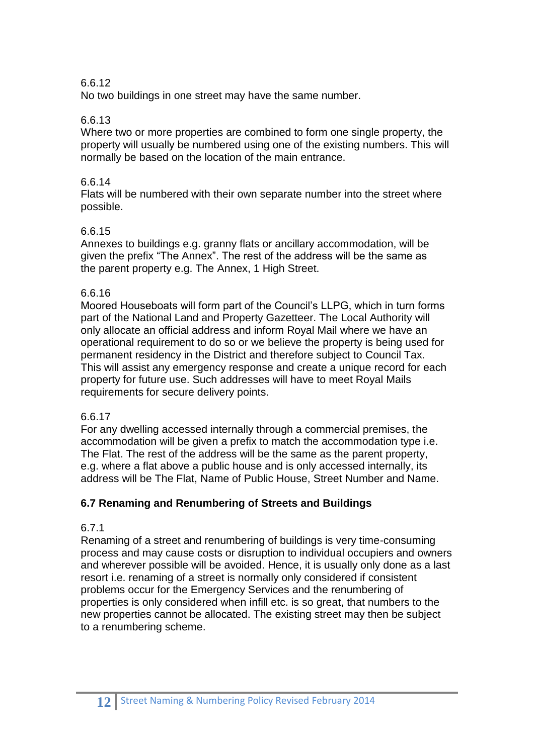6.6.12
No two buildings in one street may have the same number.

6.6.13
Where two or more properties are combined to form one single property, the property will usually be numbered using one of the existing numbers. This will normally be based on the location of the main entrance.

6.6.14
Flats will be numbered with their own separate number into the street where possible.

6.6.15
Annexes to buildings e.g. granny flats or ancillary accommodation, will be given the prefix "The Annex". The rest of the address will be the same as the parent property e.g. The Annex, 1 High Street.

6.6.16
Moored Houseboats will form part of the Council's LLPG, which in turn forms part of the National Land and Property Gazetteer. The Local Authority will only allocate an official address and inform Royal Mail where we have an operational requirement to do so or we believe the property is being used for permanent residency in the District and therefore subject to Council Tax. This will assist any emergency response and create a unique record for each property for future use. Such addresses will have to meet Royal Mails requirements for secure delivery points.

6.6.17
For any dwelling accessed internally through a commercial premises, the accommodation will be given a prefix to match the accommodation type i.e. The Flat. The rest of the address will be the same as the parent property, e.g. where a flat above a public house and is only accessed internally, its address will be The Flat, Name of Public House, Street Number and Name.

**6.7 Renaming and Renumbering of Streets and Buildings**

6.7.1
Renaming of a street and renumbering of buildings is very time-consuming process and may cause costs or disruption to individual occupiers and owners and wherever possible will be avoided. Hence, it is usually only done as a last resort i.e. renaming of a street is normally only considered if consistent problems occur for the Emergency Services and the renumbering of properties is only considered when infill etc. is so great, that numbers to the new properties cannot be allocated. The existing street may then be subject to a renumbering scheme.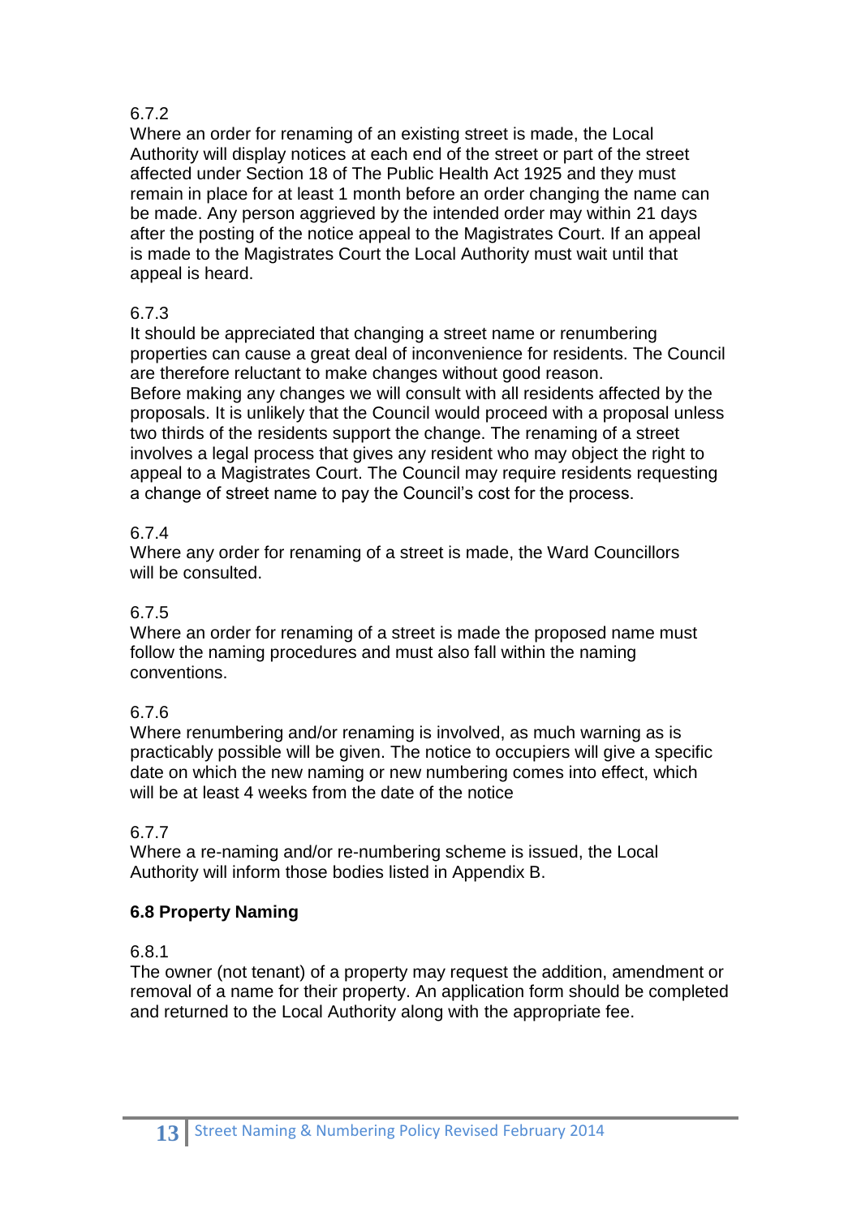6.7.2
Where an order for renaming of an existing street is made, the Local Authority will display notices at each end of the street or part of the street affected under Section 18 of The Public Health Act 1925 and they must remain in place for at least 1 month before an order changing the name can be made. Any person aggrieved by the intended order may within 21 days after the posting of the notice appeal to the Magistrates Court. If an appeal is made to the Magistrates Court the Local Authority must wait until that appeal is heard.

6.7.3
It should be appreciated that changing a street name or renumbering properties can cause a great deal of inconvenience for residents. The Council are therefore reluctant to make changes without good reason.
Before making any changes we will consult with all residents affected by the proposals. It is unlikely that the Council would proceed with a proposal unless two thirds of the residents support the change. The renaming of a street involves a legal process that gives any resident who may object the right to appeal to a Magistrates Court. The Council may require residents requesting a change of street name to pay the Council's cost for the process.

6.7.4
Where any order for renaming of a street is made, the Ward Councillors will be consulted.

6.7.5
Where an order for renaming of a street is made the proposed name must follow the naming procedures and must also fall within the naming conventions.

6.7.6
Where renumbering and/or renaming is involved, as much warning as is practicably possible will be given. The notice to occupiers will give a specific date on which the new naming or new numbering comes into effect, which will be at least 4 weeks from the date of the notice

6.7.7
Where a re-naming and/or re-numbering scheme is issued, the Local Authority will inform those bodies listed in Appendix B.

**6.8 Property Naming**

6.8.1
The owner (not tenant) of a property may request the addition, amendment or removal of a name for their property. An application form should be completed and returned to the Local Authority along with the appropriate fee.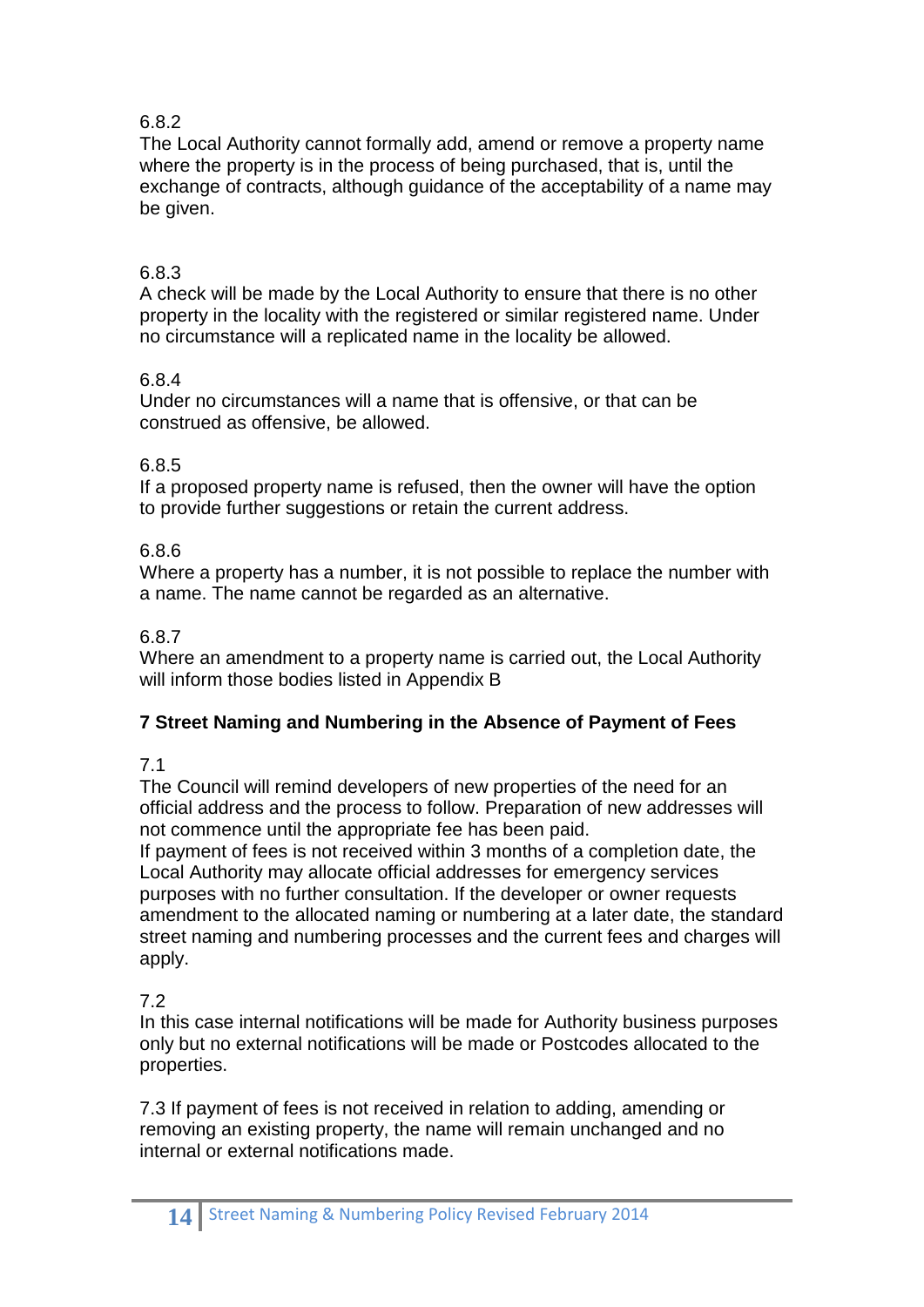6.8.2

The Local Authority cannot formally add, amend or remove a property name where the property is in the process of being purchased, that is, until the exchange of contracts, although guidance of the acceptability of a name may be given.

6.8.3

A check will be made by the Local Authority to ensure that there is no other property in the locality with the registered or similar registered name. Under no circumstance will a replicated name in the locality be allowed.

6.8.4

Under no circumstances will a name that is offensive, or that can be construed as offensive, be allowed.

6.8.5

If a proposed property name is refused, then the owner will have the option to provide further suggestions or retain the current address.

6.8.6

Where a property has a number, it is not possible to replace the number with a name. The name cannot be regarded as an alternative.

6.8.7

Where an amendment to a property name is carried out, the Local Authority will inform those bodies listed in Appendix B

## 7 Street Naming and Numbering in the Absence of Payment of Fees

7.1

The Council will remind developers of new properties of the need for an official address and the process to follow. Preparation of new addresses will not commence until the appropriate fee has been paid.

If payment of fees is not received within 3 months of a completion date, the Local Authority may allocate official addresses for emergency services purposes with no further consultation. If the developer or owner requests amendment to the allocated naming or numbering at a later date, the standard street naming and numbering processes and the current fees and charges will apply.

7.2

In this case internal notifications will be made for Authority business purposes only but no external notifications will be made or Postcodes allocated to the properties.

7.3 If payment of fees is not received in relation to adding, amending or removing an existing property, the name will remain unchanged and no internal or external notifications made.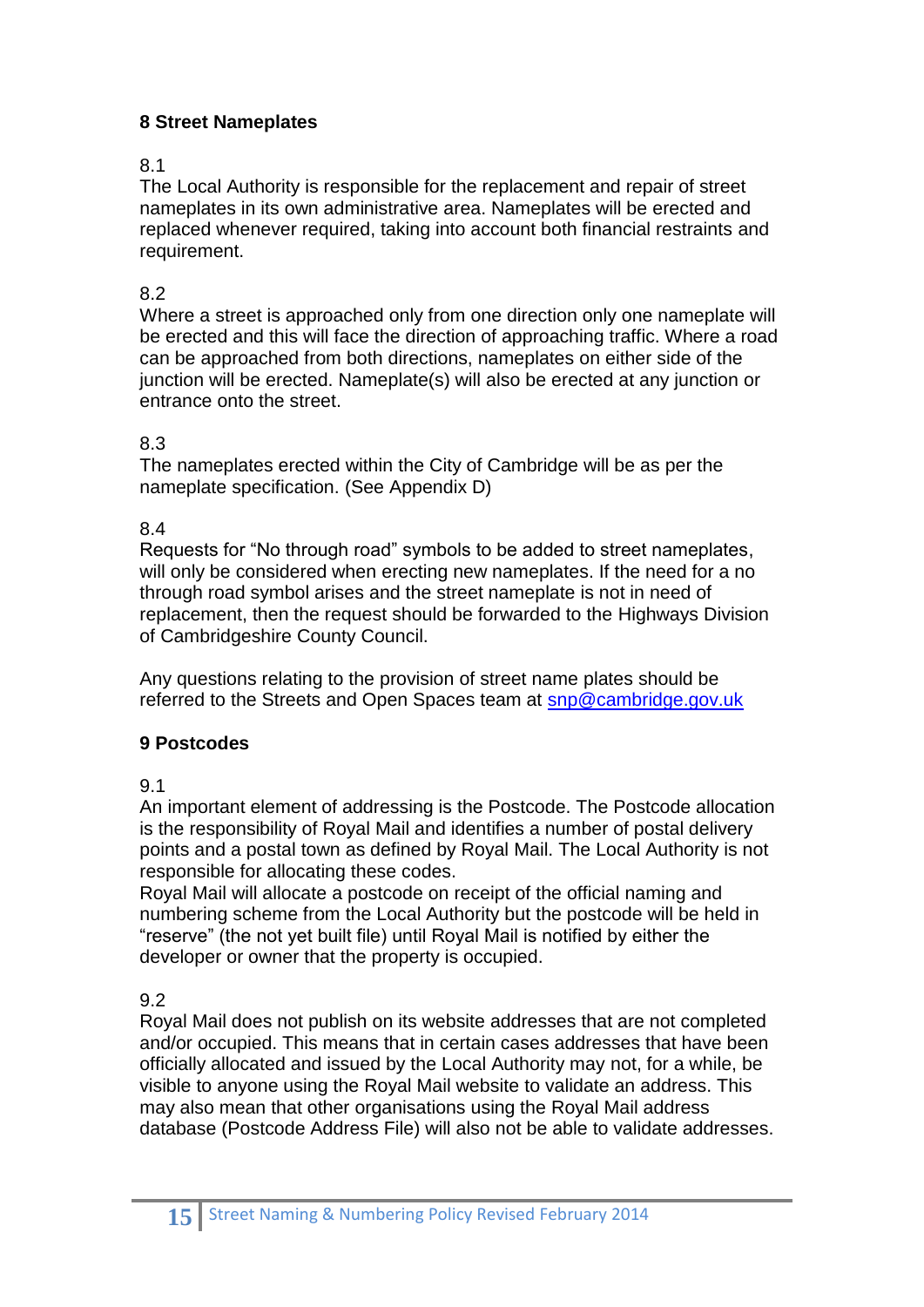## 8 Street Nameplates

8.1
The Local Authority is responsible for the replacement and repair of street nameplates in its own administrative area. Nameplates will be erected and replaced whenever required, taking into account both financial restraints and requirement.

8.2
Where a street is approached only from one direction only one nameplate will be erected and this will face the direction of approaching traffic. Where a road can be approached from both directions, nameplates on either side of the junction will be erected. Nameplate(s) will also be erected at any junction or entrance onto the street.

8.3
The nameplates erected within the City of Cambridge will be as per the nameplate specification. (See Appendix D)

8.4
Requests for "No through road" symbols to be added to street nameplates, will only be considered when erecting new nameplates. If the need for a no through road symbol arises and the street nameplate is not in need of replacement, then the request should be forwarded to the Highways Division of Cambridgeshire County Council.

Any questions relating to the provision of street name plates should be referred to the Streets and Open Spaces team at [snp@cambridge.gov.uk](mailto:snp@cambridge.gov.uk)

## 9 Postcodes

9.1
An important element of addressing is the Postcode. The Postcode allocation is the responsibility of Royal Mail and identifies a number of postal delivery points and a postal town as defined by Royal Mail. The Local Authority is not responsible for allocating these codes.
Royal Mail will allocate a postcode on receipt of the official naming and numbering scheme from the Local Authority but the postcode will be held in "reserve" (the not yet built file) until Royal Mail is notified by either the developer or owner that the property is occupied.

9.2
Royal Mail does not publish on its website addresses that are not completed and/or occupied. This means that in certain cases addresses that have been officially allocated and issued by the Local Authority may not, for a while, be visible to anyone using the Royal Mail website to validate an address. This may also mean that other organisations using the Royal Mail address database (Postcode Address File) will also not be able to validate addresses.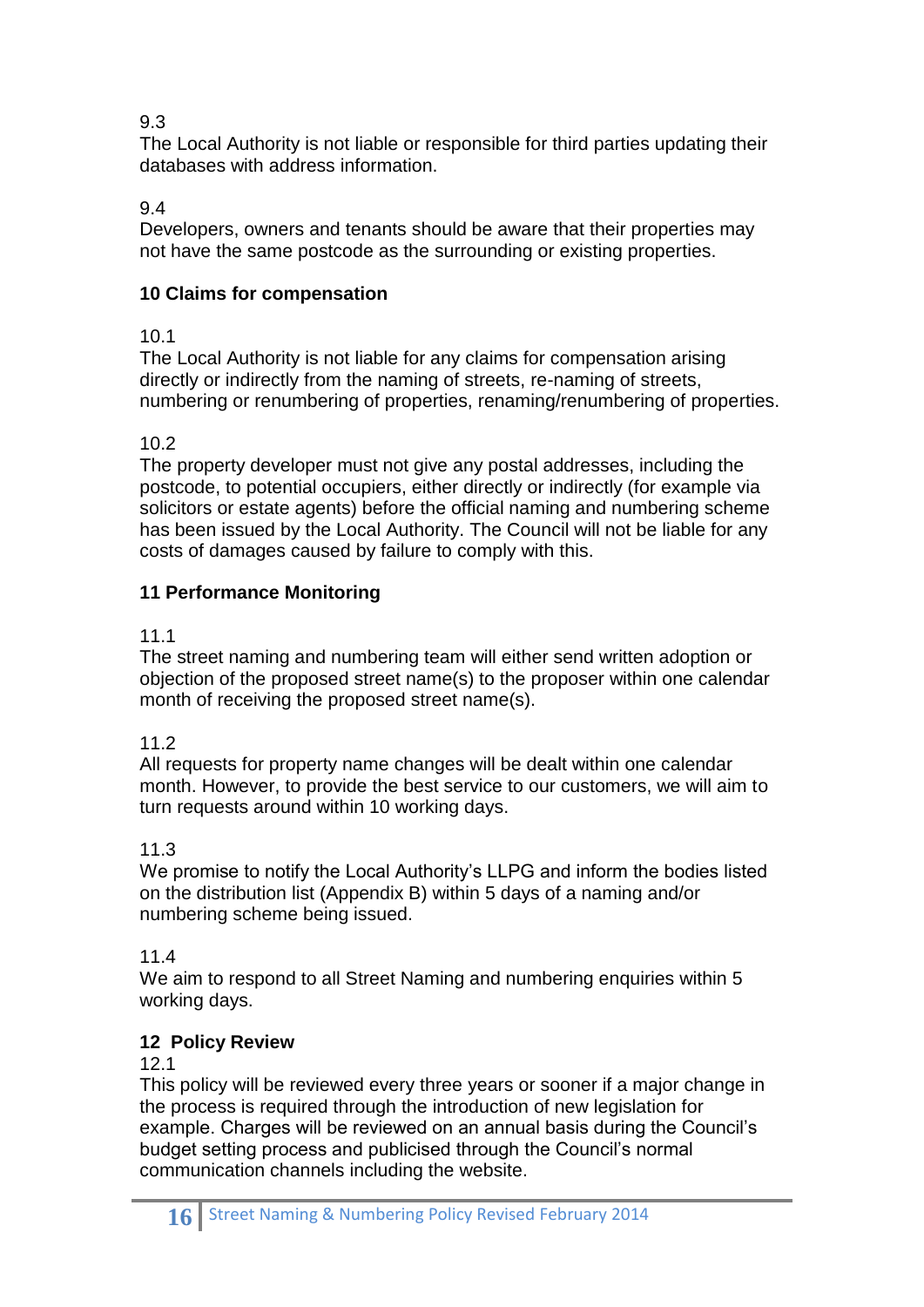9.3

The Local Authority is not liable or responsible for third parties updating their databases with address information.

9.4

Developers, owners and tenants should be aware that their properties may not have the same postcode as the surrounding or existing properties.

## 10 Claims for compensation

10.1

The Local Authority is not liable for any claims for compensation arising directly or indirectly from the naming of streets, re-naming of streets, numbering or renumbering of properties, renaming/renumbering of properties.

10.2

The property developer must not give any postal addresses, including the postcode, to potential occupiers, either directly or indirectly (for example via solicitors or estate agents) before the official naming and numbering scheme has been issued by the Local Authority. The Council will not be liable for any costs of damages caused by failure to comply with this.

## 11 Performance Monitoring

11.1

The street naming and numbering team will either send written adoption or objection of the proposed street name(s) to the proposer within one calendar month of receiving the proposed street name(s).

11.2

All requests for property name changes will be dealt within one calendar month. However, to provide the best service to our customers, we will aim to turn requests around within 10 working days.

11.3

We promise to notify the Local Authority's LLPG and inform the bodies listed on the distribution list (Appendix B) within 5 days of a naming and/or numbering scheme being issued.

11.4

We aim to respond to all Street Naming and numbering enquiries within 5 working days.

## 12 Policy Review

12.1

This policy will be reviewed every three years or sooner if a major change in the process is required through the introduction of new legislation for example. Charges will be reviewed on an annual basis during the Council's budget setting process and publicised through the Council's normal communication channels including the website.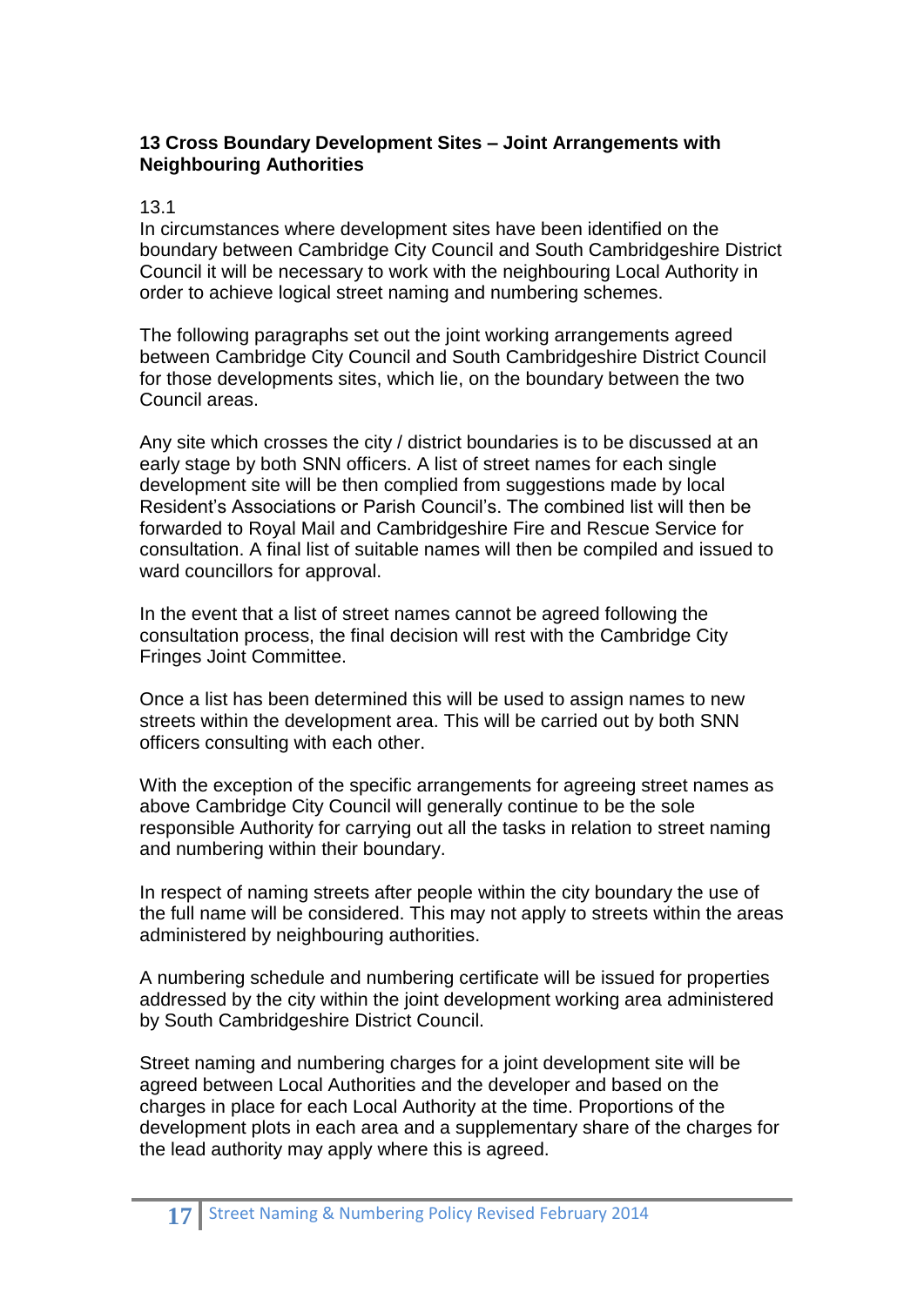## 13 Cross Boundary Development Sites – Joint Arrangements with Neighbouring Authorities

13.1

In circumstances where development sites have been identified on the boundary between Cambridge City Council and South Cambridgeshire District Council it will be necessary to work with the neighbouring Local Authority in order to achieve logical street naming and numbering schemes.

The following paragraphs set out the joint working arrangements agreed between Cambridge City Council and South Cambridgeshire District Council for those developments sites, which lie, on the boundary between the two Council areas.

Any site which crosses the city / district boundaries is to be discussed at an early stage by both SNN officers. A list of street names for each single development site will be then complied from suggestions made by local Resident's Associations or Parish Council's. The combined list will then be forwarded to Royal Mail and Cambridgeshire Fire and Rescue Service for consultation. A final list of suitable names will then be compiled and issued to ward councillors for approval.

In the event that a list of street names cannot be agreed following the consultation process, the final decision will rest with the Cambridge City Fringes Joint Committee.

Once a list has been determined this will be used to assign names to new streets within the development area. This will be carried out by both SNN officers consulting with each other.

With the exception of the specific arrangements for agreeing street names as above Cambridge City Council will generally continue to be the sole responsible Authority for carrying out all the tasks in relation to street naming and numbering within their boundary.

In respect of naming streets after people within the city boundary the use of the full name will be considered. This may not apply to streets within the areas administered by neighbouring authorities.

A numbering schedule and numbering certificate will be issued for properties addressed by the city within the joint development working area administered by South Cambridgeshire District Council.

Street naming and numbering charges for a joint development site will be agreed between Local Authorities and the developer and based on the charges in place for each Local Authority at the time. Proportions of the development plots in each area and a supplementary share of the charges for the lead authority may apply where this is agreed.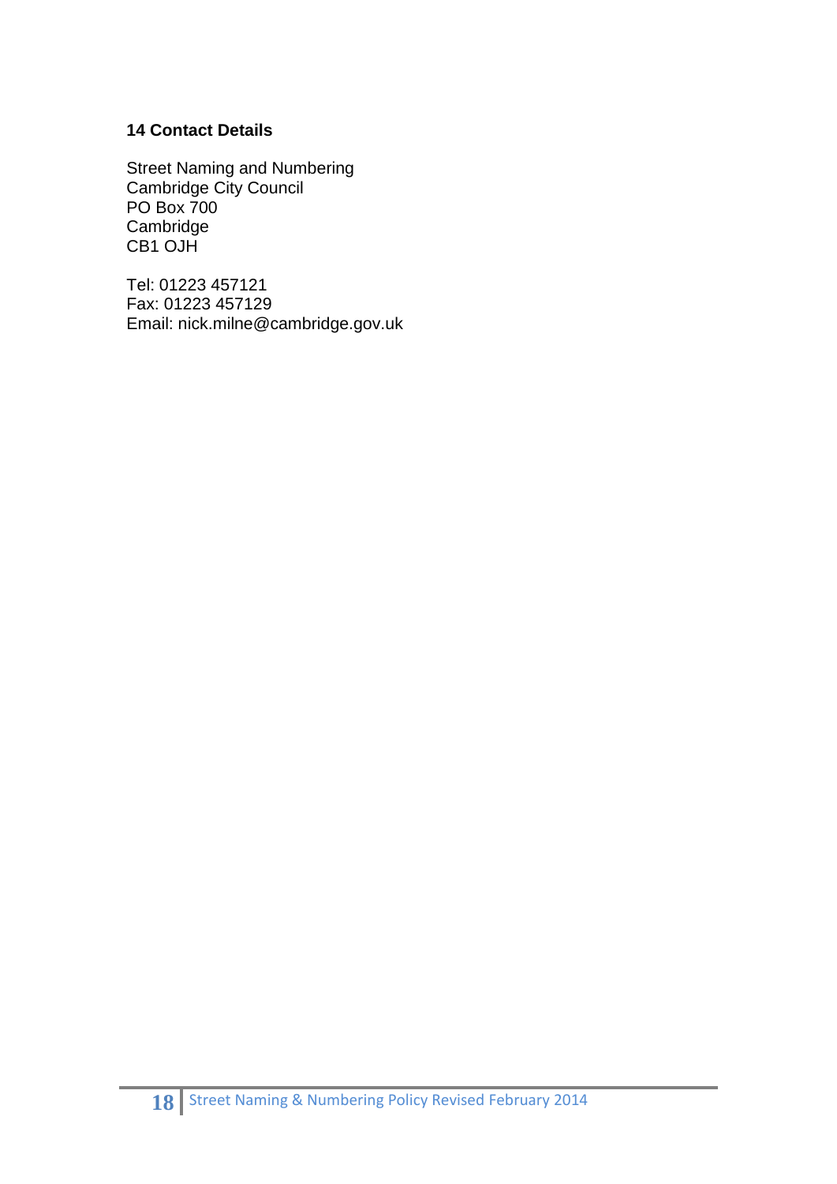## 14 Contact Details

Street Naming and Numbering  
Cambridge City Council  
PO Box 700  
Cambridge  
CB1 OJH

Tel: 01223 457121  
Fax: 01223 457129  
Email: nick.milne@cambridge.gov.uk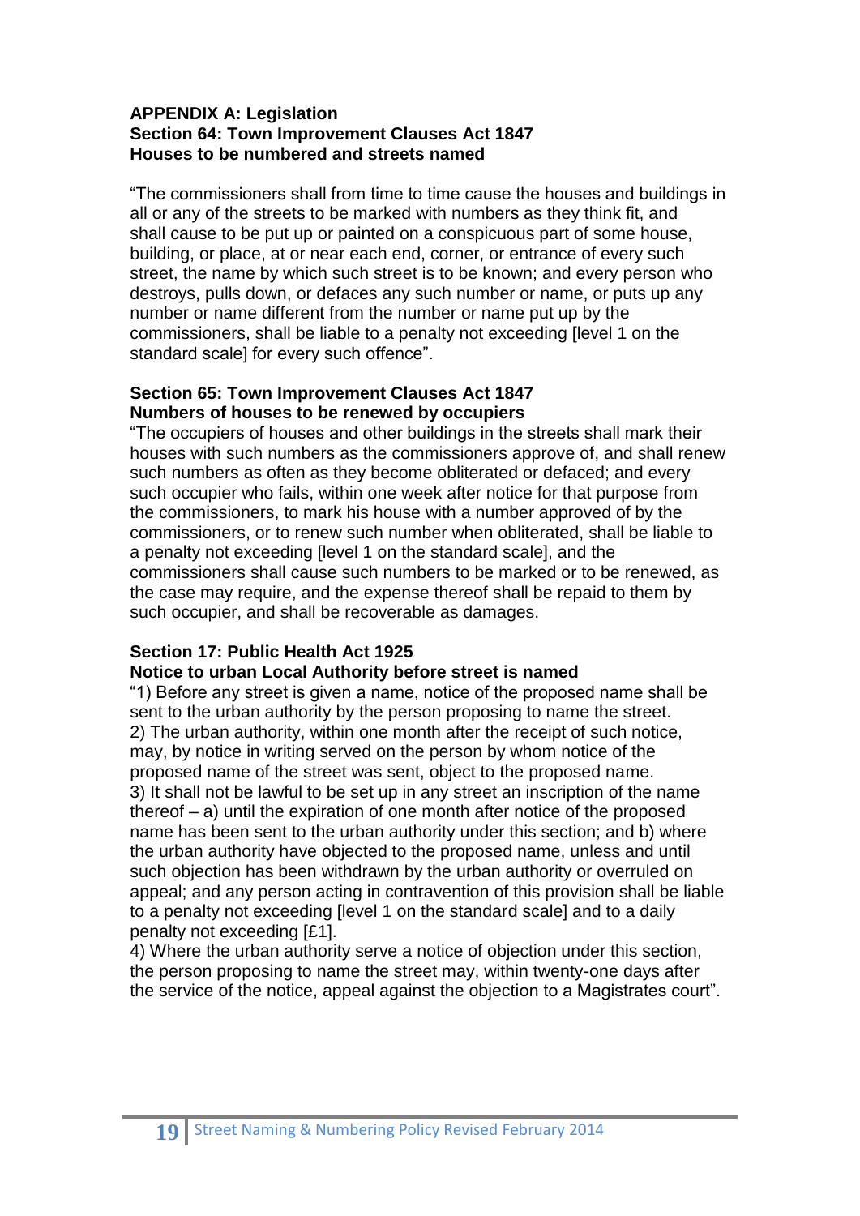## APPENDIX A: Legislation

### Section 64: Town Improvement Clauses Act 1847
### Houses to be numbered and streets named

"The commissioners shall from time to time cause the houses and buildings in all or any of the streets to be marked with numbers as they think fit, and shall cause to be put up or painted on a conspicuous part of some house, building, or place, at or near each end, corner, or entrance of every such street, the name by which such street is to be known; and every person who destroys, pulls down, or defaces any such number or name, or puts up any number or name different from the number or name put up by the commissioners, shall be liable to a penalty not exceeding [level 1 on the standard scale] for every such offence".

### Section 65: Town Improvement Clauses Act 1847
### Numbers of houses to be renewed by occupiers

"The occupiers of houses and other buildings in the streets shall mark their houses with such numbers as the commissioners approve of, and shall renew such numbers as often as they become obliterated or defaced; and every such occupier who fails, within one week after notice for that purpose from the commissioners, to mark his house with a number approved of by the commissioners, or to renew such number when obliterated, shall be liable to a penalty not exceeding [level 1 on the standard scale], and the commissioners shall cause such numbers to be marked or to be renewed, as the case may require, and the expense thereof shall be repaid to them by such occupier, and shall be recoverable as damages.

### Section 17: Public Health Act 1925
### Notice to urban Local Authority before street is named

"1) Before any street is given a name, notice of the proposed name shall be sent to the urban authority by the person proposing to name the street.
2) The urban authority, within one month after the receipt of such notice, may, by notice in writing served on the person by whom notice of the proposed name of the street was sent, object to the proposed name.
3) It shall not be lawful to be set up in any street an inscription of the name thereof – a) until the expiration of one month after notice of the proposed name has been sent to the urban authority under this section; and b) where the urban authority have objected to the proposed name, unless and until such objection has been withdrawn by the urban authority or overruled on appeal; and any person acting in contravention of this provision shall be liable to a penalty not exceeding [level 1 on the standard scale] and to a daily penalty not exceeding [£1].
4) Where the urban authority serve a notice of objection under this section, the person proposing to name the street may, within twenty-one days after the service of the notice, appeal against the objection to a Magistrates court".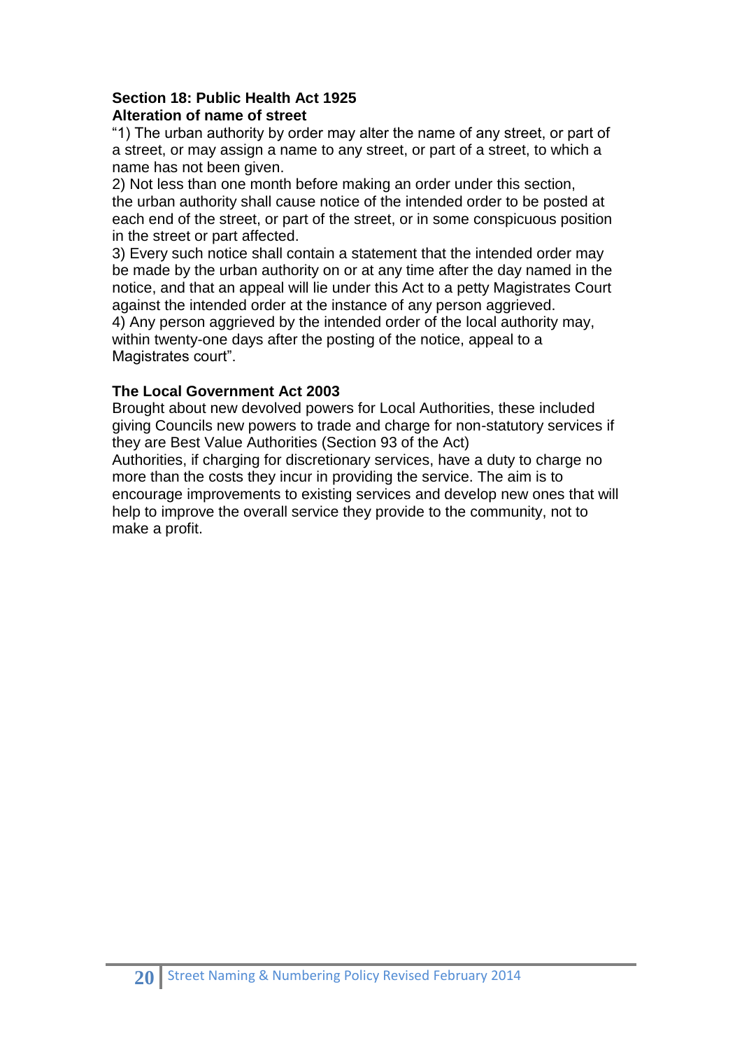**Section 18: Public Health Act 1925**
**Alteration of name of street**

"1) The urban authority by order may alter the name of any street, or part of a street, or may assign a name to any street, or part of a street, to which a name has not been given.
2) Not less than one month before making an order under this section, the urban authority shall cause notice of the intended order to be posted at each end of the street, or part of the street, or in some conspicuous position in the street or part affected.
3) Every such notice shall contain a statement that the intended order may be made by the urban authority on or at any time after the day named in the notice, and that an appeal will lie under this Act to a petty Magistrates Court against the intended order at the instance of any person aggrieved.
4) Any person aggrieved by the intended order of the local authority may, within twenty-one days after the posting of the notice, appeal to a Magistrates court".

**The Local Government Act 2003**

Brought about new devolved powers for Local Authorities, these included giving Councils new powers to trade and charge for non-statutory services if they are Best Value Authorities (Section 93 of the Act)
Authorities, if charging for discretionary services, have a duty to charge no more than the costs they incur in providing the service. The aim is to encourage improvements to existing services and develop new ones that will help to improve the overall service they provide to the community, not to make a profit.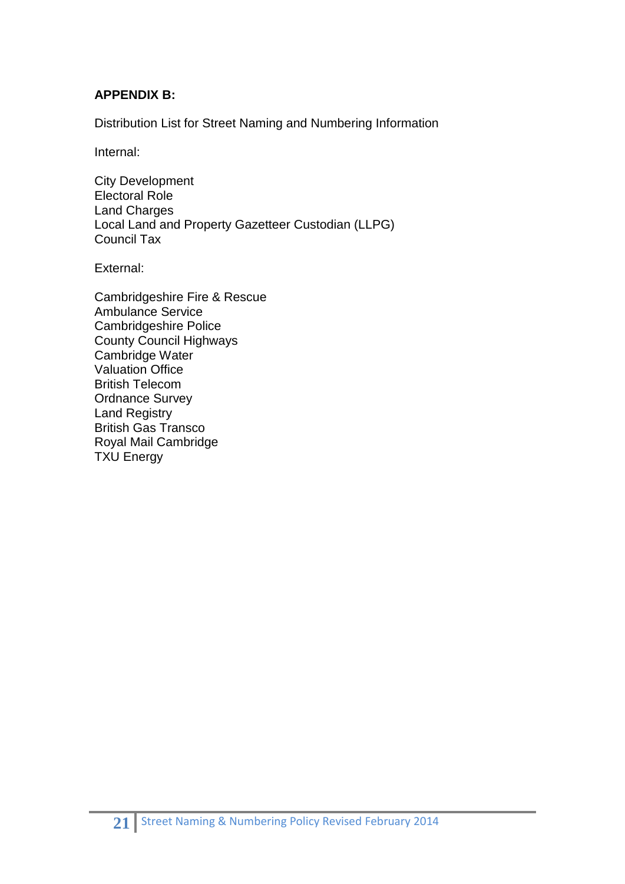**APPENDIX B:**

Distribution List for Street Naming and Numbering Information

Internal:

City Development
Electoral Role
Land Charges
Local Land and Property Gazetteer Custodian (LLPG)
Council Tax

External:

Cambridgeshire Fire & Rescue
Ambulance Service
Cambridgeshire Police
County Council Highways
Cambridge Water
Valuation Office
British Telecom
Ordnance Survey
Land Registry
British Gas Transco
Royal Mail Cambridge
TXU Energy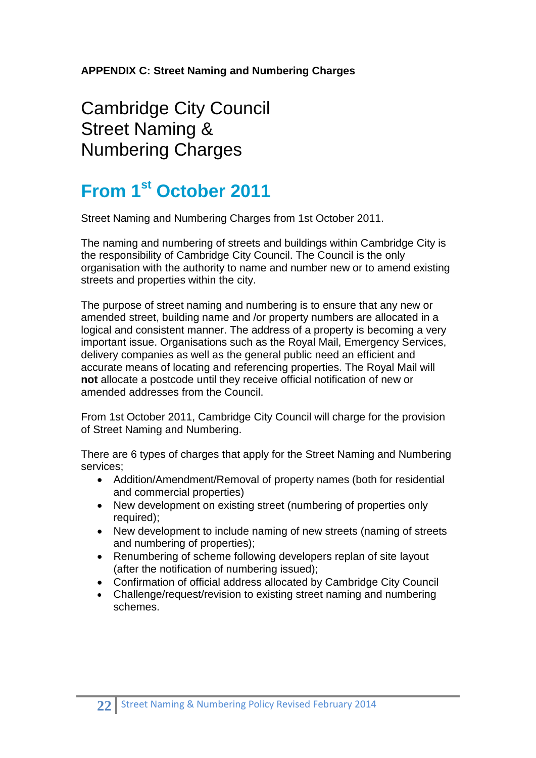**APPENDIX C: Street Naming and Numbering Charges**

# Cambridge City Council
# Street Naming &
# Numbering Charges

## From 1st October 2011

Street Naming and Numbering Charges from 1st October 2011.

The naming and numbering of streets and buildings within Cambridge City is the responsibility of Cambridge City Council. The Council is the only organisation with the authority to name and number new or to amend existing streets and properties within the city.

The purpose of street naming and numbering is to ensure that any new or amended street, building name and /or property numbers are allocated in a logical and consistent manner. The address of a property is becoming a very important issue. Organisations such as the Royal Mail, Emergency Services, delivery companies as well as the general public need an efficient and accurate means of locating and referencing properties. The Royal Mail will **not** allocate a postcode until they receive official notification of new or amended addresses from the Council.

From 1st October 2011, Cambridge City Council will charge for the provision of Street Naming and Numbering.

There are 6 types of charges that apply for the Street Naming and Numbering services;

- Addition/Amendment/Removal of property names (both for residential and commercial properties)
- New development on existing street (numbering of properties only required);
- New development to include naming of new streets (naming of streets and numbering of properties);
- Renumbering of scheme following developers replan of site layout (after the notification of numbering issued);
- Confirmation of official address allocated by Cambridge City Council
- Challenge/request/revision to existing street naming and numbering schemes.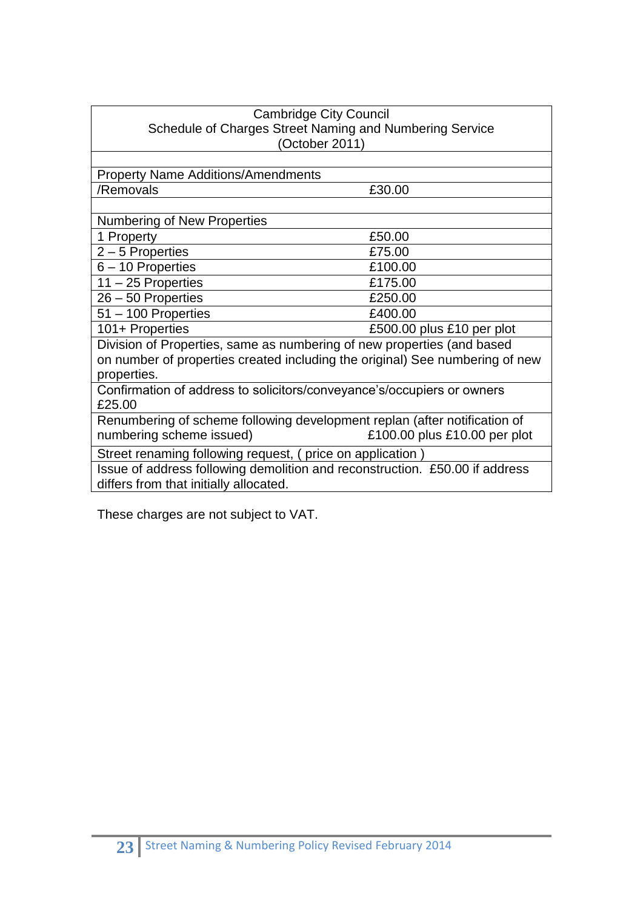| Cambridge City Council<br>Schedule of Charges Street Naming and Numbering Service<br>(October 2011) | |
|---|---|
| | |
| Property Name Additions/Amendments<br>/Removals | £30.00 |
| | |
| Numbering of New Properties | |
| 1 Property | £50.00 |
| 2 – 5 Properties | £75.00 |
| 6 – 10 Properties | £100.00 |
| 11 – 25 Properties | £175.00 |
| 26 – 50 Properties | £250.00 |
| 51 – 100 Properties | £400.00 |
| 101+ Properties | £500.00 plus £10 per plot |
| Division of Properties, same as numbering of new properties (and based on number of properties created including the original) See numbering of new properties. | |
| Confirmation of address to solicitors/conveyance's/occupiers or owners £25.00 | |
| Renumbering of scheme following development replan (after notification of numbering scheme issued) | £100.00 plus £10.00 per plot |
| Street renaming following request, ( price on application ) | |
| Issue of address following demolition and reconstruction. £50.00 if address differs from that initially allocated. | |

These charges are not subject to VAT.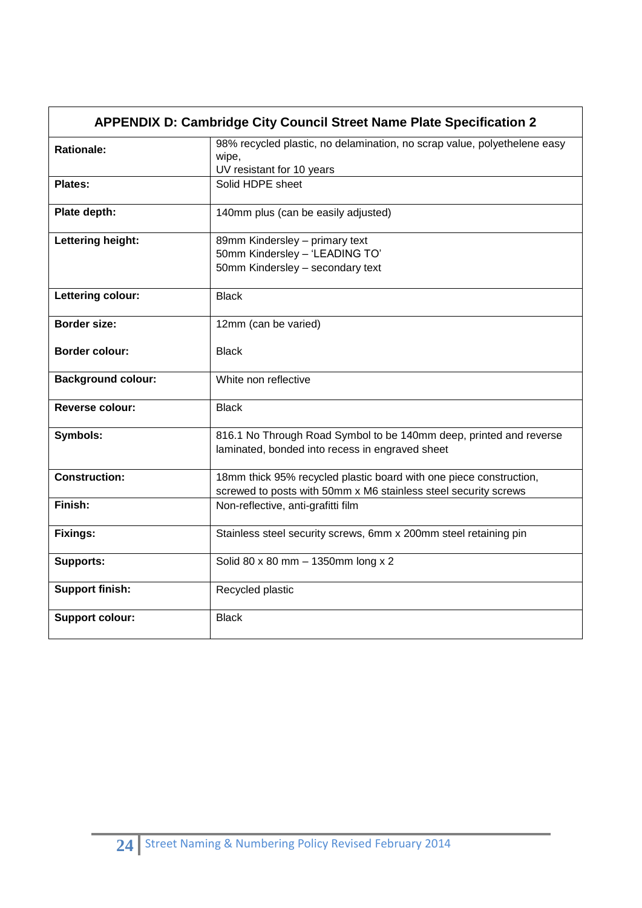## APPENDIX D: Cambridge City Council Street Name Plate Specification 2

| | |
|---|---|
| **Rationale:** | 98% recycled plastic, no delamination, no scrap value, polyethelene easy wipe,<br>UV resistant for 10 years |
| **Plates:** | Solid HDPE sheet |
| **Plate depth:** | 140mm plus (can be easily adjusted) |
| **Lettering height:** | 89mm Kindersley – primary text<br>50mm Kindersley – 'LEADING TO'<br>50mm Kindersley – secondary text |
| **Lettering colour:** | Black |
| **Border size:**<br><br>**Border colour:** | 12mm (can be varied)<br><br>Black |
| **Background colour:** | White non reflective |
| **Reverse colour:** | Black |
| **Symbols:** | 816.1 No Through Road Symbol to be 140mm deep, printed and reverse laminated, bonded into recess in engraved sheet |
| **Construction:** | 18mm thick 95% recycled plastic board with one piece construction, screwed to posts with 50mm x M6 stainless steel security screws |
| **Finish:** | Non-reflective, anti-grafitti film |
| **Fixings:** | Stainless steel security screws, 6mm x 200mm steel retaining pin |
| **Supports:** | Solid 80 x 80 mm – 1350mm long x 2 |
| **Support finish:** | Recycled plastic |
| **Support colour:** | Black |